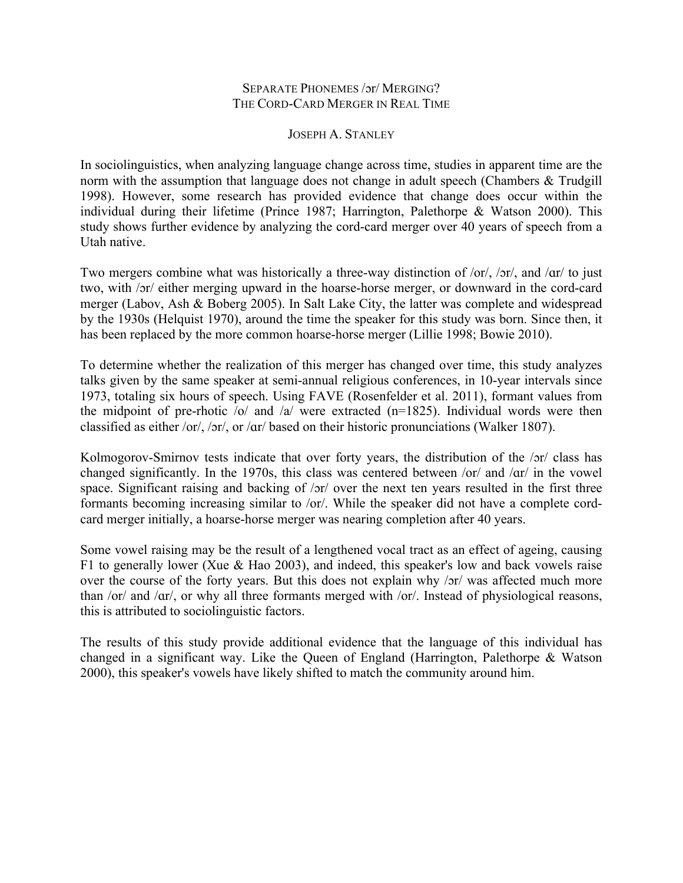# Separate Phonemes /ɔr/ Merging? The Cord-Card Merger in Real Time

Joseph A. Stanley

In sociolinguistics, when analyzing language change across time, studies in apparent time are the norm with the assumption that language does not change in adult speech (Chambers & Trudgill 1998). However, some research has provided evidence that change does occur within the individual during their lifetime (Prince 1987; Harrington, Palethorpe & Watson 2000). This study shows further evidence by analyzing the cord-card merger over 40 years of speech from a Utah native.

Two mergers combine what was historically a three-way distinction of /or/, /ɔr/, and /ɑr/ to just two, with /ɔr/ either merging upward in the hoarse-horse merger, or downward in the cord-card merger (Labov, Ash & Boberg 2005). In Salt Lake City, the latter was complete and widespread by the 1930s (Helquist 1970), around the time the speaker for this study was born. Since then, it has been replaced by the more common hoarse-horse merger (Lillie 1998; Bowie 2010).

To determine whether the realization of this merger has changed over time, this study analyzes talks given by the same speaker at semi-annual religious conferences, in 10-year intervals since 1973, totaling six hours of speech. Using FAVE (Rosenfelder et al. 2011), formant values from the midpoint of pre-rhotic /o/ and /a/ were extracted (n=1825). Individual words were then classified as either /or/, /ɔr/, or /ɑr/ based on their historic pronunciations (Walker 1807).

Kolmogorov-Smirnov tests indicate that over forty years, the distribution of the /ɔr/ class has changed significantly. In the 1970s, this class was centered between /or/ and /ɑr/ in the vowel space. Significant raising and backing of /ɔr/ over the next ten years resulted in the first three formants becoming increasing similar to /or/. While the speaker did not have a complete cord-card merger initially, a hoarse-horse merger was nearing completion after 40 years.

Some vowel raising may be the result of a lengthened vocal tract as an effect of ageing, causing F1 to generally lower (Xue & Hao 2003), and indeed, this speaker's low and back vowels raise over the course of the forty years. But this does not explain why /ɔr/ was affected much more than /or/ and /ɑr/, or why all three formants merged with /or/. Instead of physiological reasons, this is attributed to sociolinguistic factors.

The results of this study provide additional evidence that the language of this individual has changed in a significant way. Like the Queen of England (Harrington, Palethorpe & Watson 2000), this speaker's vowels have likely shifted to match the community around him.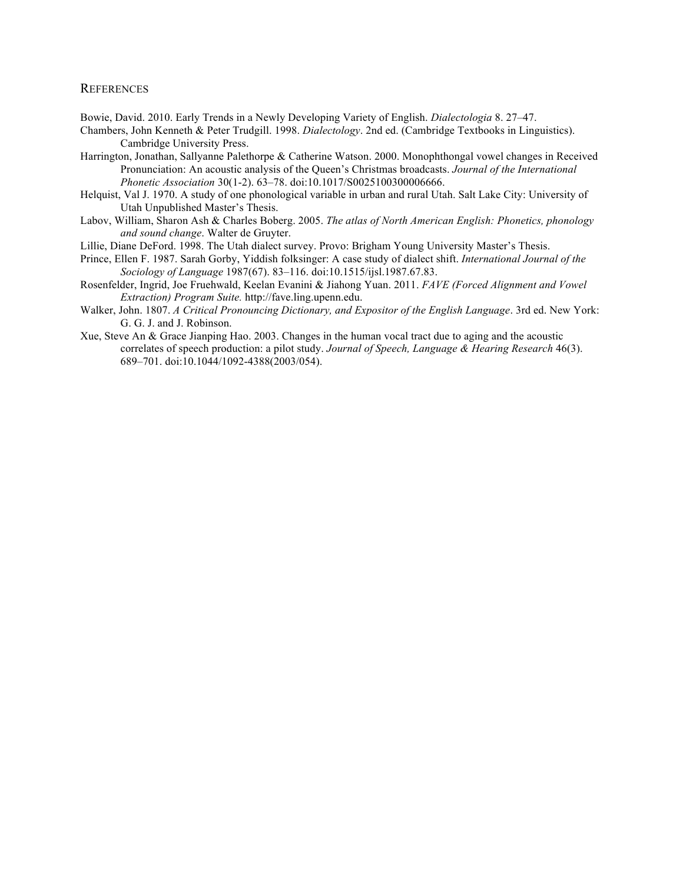## REFERENCES

Bowie, David. 2010. Early Trends in a Newly Developing Variety of English. *Dialectologia* 8. 27–47.

Chambers, John Kenneth & Peter Trudgill. 1998. *Dialectology*. 2nd ed. (Cambridge Textbooks in Linguistics). Cambridge University Press.

Harrington, Jonathan, Sallyanne Palethorpe & Catherine Watson. 2000. Monophthongal vowel changes in Received Pronunciation: An acoustic analysis of the Queen's Christmas broadcasts. *Journal of the International Phonetic Association* 30(1-2). 63–78. doi:10.1017/S0025100300006666.

Helquist, Val J. 1970. A study of one phonological variable in urban and rural Utah. Salt Lake City: University of Utah Unpublished Master's Thesis.

Labov, William, Sharon Ash & Charles Boberg. 2005. *The atlas of North American English: Phonetics, phonology and sound change*. Walter de Gruyter.

Lillie, Diane DeFord. 1998. The Utah dialect survey. Provo: Brigham Young University Master's Thesis.

Prince, Ellen F. 1987. Sarah Gorby, Yiddish folksinger: A case study of dialect shift. *International Journal of the Sociology of Language* 1987(67). 83–116. doi:10.1515/ijsl.1987.67.83.

Rosenfelder, Ingrid, Joe Fruehwald, Keelan Evanini & Jiahong Yuan. 2011. *FAVE (Forced Alignment and Vowel Extraction) Program Suite.* http://fave.ling.upenn.edu.

Walker, John. 1807. *A Critical Pronouncing Dictionary, and Expositor of the English Language*. 3rd ed. New York: G. G. J. and J. Robinson.

Xue, Steve An & Grace Jianping Hao. 2003. Changes in the human vocal tract due to aging and the acoustic correlates of speech production: a pilot study. *Journal of Speech, Language & Hearing Research* 46(3). 689–701. doi:10.1044/1092-4388(2003/054).